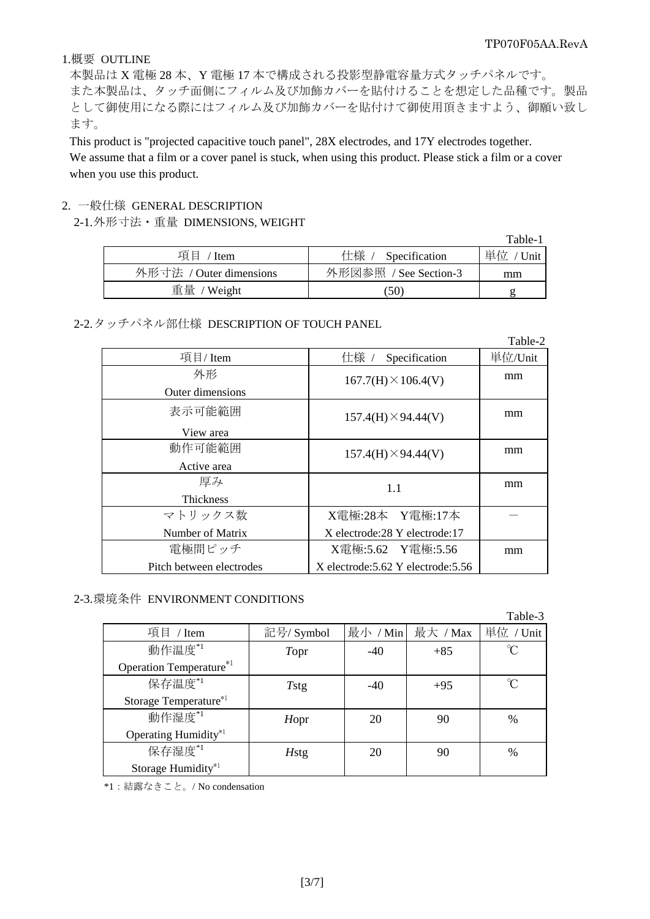## 1.概要 OUTLINE

本製品はX電極28本、Y電極17本で構成される投影型静電容量方式タッチパネルです。
また本製品は、タッチ面側にフィルム及び加飾カバーを貼付けることを想定した品種です。製品として御使用になる際にはフィルム及び加飾カバーを貼付けて御使用頂きますよう、御願い致します。

This product is "projected capacitive touch panel", 28X electrodes, and 17Y electrodes together.
We assume that a film or a cover panel is stuck, when using this product. Please stick a film or a cover when you use this product.

## 2. 一般仕様 GENERAL DESCRIPTION

### 2-1.外形寸法・重量 DIMENSIONS, WEIGHT

Table-1

| 項目 / Item | 仕様 / Specification | 単位 / Unit |
|---|---|---|
| 外形寸法 / Outer dimensions | 外形図参照 / See Section-3 | mm |
| 重量 / Weight | (50) | g |

### 2-2.タッチパネル部仕様 DESCRIPTION OF TOUCH PANEL

Table-2

| 項目/ Item | 仕様 / Specification | 単位/Unit |
|---|---|---|
| 外形 Outer dimensions | 167.7(H)×106.4(V) | mm |
| 表示可能範囲 View area | 157.4(H)×94.44(V) | mm |
| 動作可能範囲 Active area | 157.4(H)×94.44(V) | mm |
| 厚み Thickness | 1.1 | mm |
| マトリックス数 Number of Matrix | X電極:28本 Y電極:17本 X electrode:28 Y electrode:17 | ― |
| 電極間ピッチ Pitch between electrodes | X電極:5.62 Y電極:5.56 X electrode:5.62 Y electrode:5.56 | mm |

### 2-3.環境条件 ENVIRONMENT CONDITIONS

Table-3

| 項目 / Item | 記号/ Symbol | 最小 / Min | 最大 / Max | 単位 / Unit |
|---|---|---|---|---|
| 動作温度*1 Operation Temperature*1 | *T*opr | -40 | +85 | ℃ |
| 保存温度*1 Storage Temperature*1 | *T*stg | -40 | +95 | ℃ |
| 動作湿度*1 Operating Humidity*1 | *H*opr | 20 | 90 | % |
| 保存湿度*1 Storage Humidity*1 | *H*stg | 20 | 90 | % |

*1：結露なきこと。/ No condensation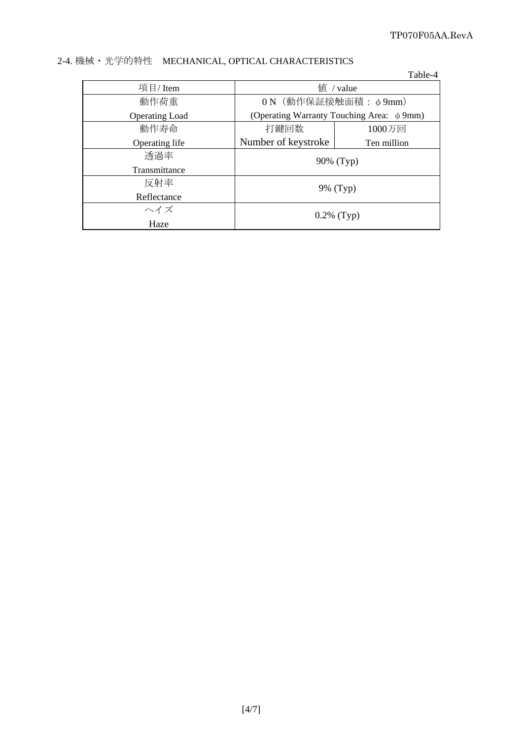## 2-4. 機械・光学的特性　MECHANICAL, OPTICAL CHARACTERISTICS

Table-4

| 項目/ Item | 値 / value | |
|---|---|---|
| 動作荷重<br>Operating Load | 0 N（動作保証接触面積：φ9mm）<br>(Operating Warranty Touching Area: φ9mm) | |
| 動作寿命<br>Operating life | 打鍵回数<br>Number of keystroke | 1000万回<br>Ten million |
| 透過率<br>Transmittance | 90% (Typ) | |
| 反射率<br>Reflectance | 9% (Typ) | |
| ヘイズ<br>Haze | 0.2% (Typ) | |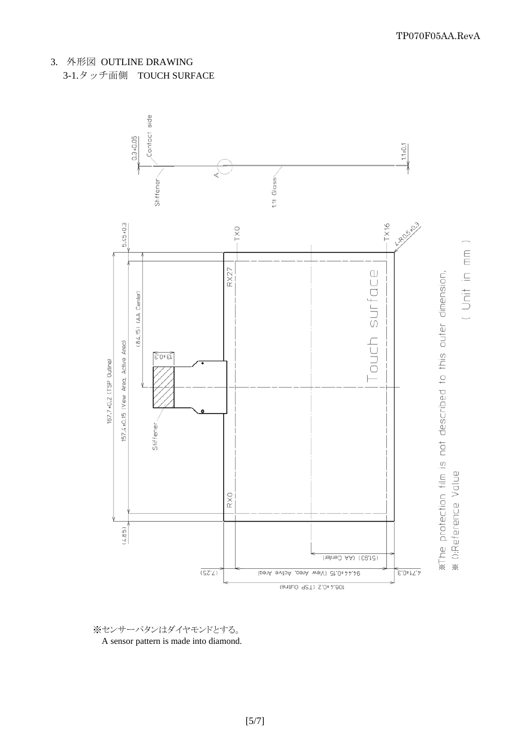## 3. 外形図 OUTLINE DRAWING

### 3-1.タッチ面側　TOUCH SURFACE

0.3±0.05

Contact side

Stiffener

A

1.1t Glass

1.1±0.1

5.45±0.3

TX0

TX16

4-R0.5±0.3

RX27

RX0

Touch surface

(84.15) (AA Center)

167.7±0.2 (TSP Outline)

157.4±0.15 (View Area, Active Area)

13±0.3

Stiffener

(4.85)

(51.93) (AA Center)

(7.25)

94.44±0.15 (View Area, Active Area)

4.71±0.3

108.4±0.2 (TSP Outline)

※The protection film is not described to this outer dimension.

※ ():Reference Value

( Unit in mm )

※センサーパタンはダイヤモンドとする。

A sensor pattern is made into diamond.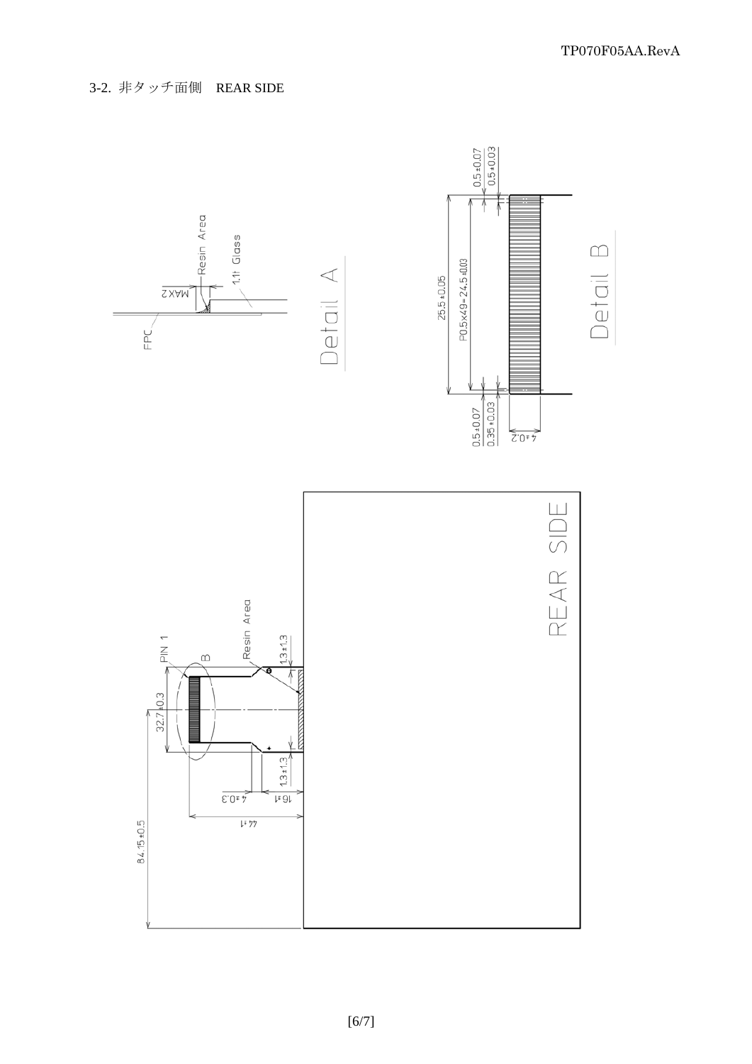3-2. 非タッチ面側　REAR SIDE

FPC

Resin Area

MAX2

1.1t Glass

Detail A

25.5±0.05

P0.5x49=24.5±0.03

0.5±0.07

0.5±0.03

0.5±0.07

0.35±0.03

4±0.2

Detail B

PIN 1

B

Resin Area

32.7±0.3

1.3±1.3

1.3±1.3

4±0.3

16±1

44±1

84.15±0.5

REAR SIDE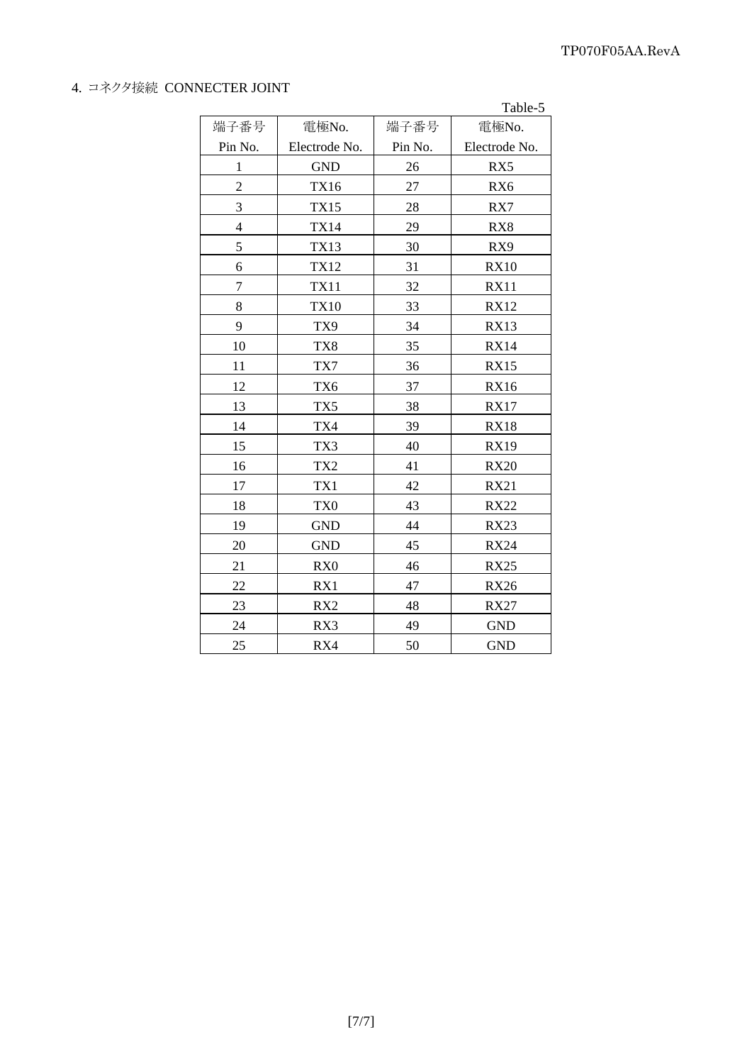## 4. コネクタ接続 CONNECTER JOINT

Table-5

| 端子番号 Pin No. | 電極No. Electrode No. | 端子番号 Pin No. | 電極No. Electrode No. |
|---|---|---|---|
| 1 | GND | 26 | RX5 |
| 2 | TX16 | 27 | RX6 |
| 3 | TX15 | 28 | RX7 |
| 4 | TX14 | 29 | RX8 |
| 5 | TX13 | 30 | RX9 |
| 6 | TX12 | 31 | RX10 |
| 7 | TX11 | 32 | RX11 |
| 8 | TX10 | 33 | RX12 |
| 9 | TX9 | 34 | RX13 |
| 10 | TX8 | 35 | RX14 |
| 11 | TX7 | 36 | RX15 |
| 12 | TX6 | 37 | RX16 |
| 13 | TX5 | 38 | RX17 |
| 14 | TX4 | 39 | RX18 |
| 15 | TX3 | 40 | RX19 |
| 16 | TX2 | 41 | RX20 |
| 17 | TX1 | 42 | RX21 |
| 18 | TX0 | 43 | RX22 |
| 19 | GND | 44 | RX23 |
| 20 | GND | 45 | RX24 |
| 21 | RX0 | 46 | RX25 |
| 22 | RX1 | 47 | RX26 |
| 23 | RX2 | 48 | RX27 |
| 24 | RX3 | 49 | GND |
| 25 | RX4 | 50 | GND |